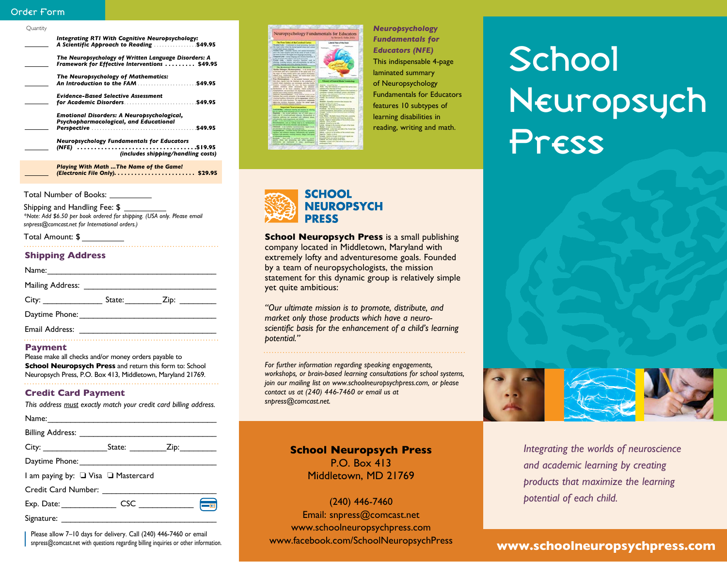## Order Form

Quantity

| Quantity | Title | Price |
|---|---|---|
| ______ | ***Integrating RTI With Cognitive Neuropsychology: A Scientific Approach to Reading*** | $49.95 |
| ______ | ***The Neuropsychology of Written Language Disorders: A Framework for Effective Interventions*** | $49.95 |
| ______ | ***The Neuropsychology of Mathematics: An Introduction to the FAM*** | $49.95 |
| ______ | ***Evidence-Based Selective Assessment for Academic Disorders*** | $49.95 |
| ______ | ***Emotional Disorders: A Neuropsychological, Psychopharmacological, and Educational Perspective*** | $49.95 |
| ______ | ***Neuropsychology Fundamentals for Educators (NFE)*** (includes shipping/handling costs) | $19.95 |
| ______ | ***Playing With Math ...The Name of the Game! (Electronic File Only).*** | $29.95 |

Total Number of Books: __________

Shipping and Handling Fee: $ __________

*\*Note: Add $6.50 per book ordered for shipping. (USA only. Please email snpress@comcast.net for International orders.)*

Total Amount: $ __________

### Shipping Address

Name: ______________________________

Mailing Address: ______________________________

City: ______________ State: ________ Zip: ________

Daytime Phone: ______________________________

Email Address: ______________________________

### Payment

Please make all checks and/or money orders payable to **School Neuropsych Press** and return this form to: School Neuropsych Press, P.O. Box 413, Middletown, Maryland 21769.

### Credit Card Payment

*This address must exactly match your credit card billing address.*

Name: ______________________________

Billing Address: ______________________________

City: ______________ State: ________ Zip: ________

Daytime Phone: ______________________________

I am paying by: ❑ Visa ❑ Mastercard

Credit Card Number: ______________________________

Exp. Date: ____________ CSC ____________

Signature: ______________________________

Please allow 7–10 days for delivery. Call (240) 446-7460 or email snpress@comcast.net with questions regarding billing inquiries or other information.

***Neuropsychology Fundamentals for Educators (NFE)***

This indispensable 4-page laminated summary of Neuropsychology Fundamentals for Educators features 10 subtypes of learning disabilities in reading, writing and math.

## SCHOOL NEUROPSYCH PRESS

**School Neuropsych Press** is a small publishing company located in Middletown, Maryland with extremely lofty and adventuresome goals. Founded by a team of neuropsychologists, the mission statement for this dynamic group is relatively simple yet quite ambitious:

*"Our ultimate mission is to promote, distribute, and market only those products which have a neuro-scientific basis for the enhancement of a child's learning potential."*

*For further information regarding speaking engagements, workshops, or brain-based learning consultations for school systems, join our mailing list on www.schoolneuropsychpress.com, or please contact us at (240) 446-7460 or email us at snpress@comcast.net.*

**School Neuropsych Press**
P.O. Box 413
Middletown, MD 21769

(240) 446-7460
Email: snpress@comcast.net
www.schoolneuropsychpress.com
www.facebook.com/SchoolNeuropsychPress

# School Neuropsych Press

*Integrating the worlds of neuroscience and academic learning by creating products that maximize the learning potential of each child.*

**www.schoolneuropsychpress.com**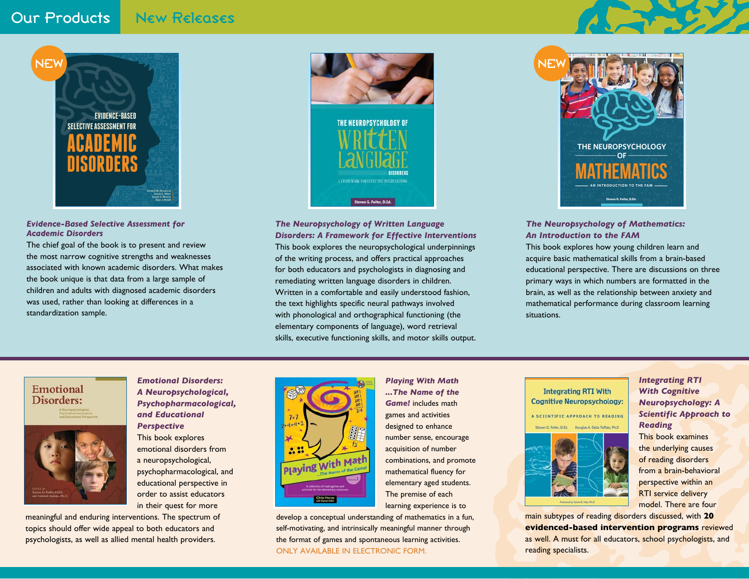# Our Products

## New Releases

NEW

### *Evidence-Based Selective Assessment for Academic Disorders*

The chief goal of the book is to present and review the most narrow cognitive strengths and weaknesses associated with known academic disorders. What makes the book unique is that data from a large sample of children and adults with diagnosed academic disorders was used, rather than looking at differences in a standardization sample.

### *The Neuropsychology of Written Language Disorders: A Framework for Effective Interventions*

This book explores the neuropsychological underpinnings of the writing process, and offers practical approaches for both educators and psychologists in diagnosing and remediating written language disorders in children. Written in a comfortable and easily understood fashion, the text highlights specific neural pathways involved with phonological and orthographical functioning (the elementary components of language), word retrieval skills, executive functioning skills, and motor skills output.

NEW

### *The Neuropsychology of Mathematics: An Introduction to the FAM*

This book explores how young children learn and acquire basic mathematical skills from a brain-based educational perspective. There are discussions on three primary ways in which numbers are formatted in the brain, as well as the relationship between anxiety and mathematical performance during classroom learning situations.

### *Emotional Disorders: A Neuropsychological, Psychopharmacological, and Educational Perspective*

This book explores emotional disorders from a neuropsychological, psychopharmacological, and educational perspective in order to assist educators in their quest for more meaningful and enduring interventions. The spectrum of topics should offer wide appeal to both educators and psychologists, as well as allied mental health providers.

### *Playing With Math ...The Name of the Game!*

***Playing With Math ...The Name of the Game!*** includes math games and activities designed to enhance number sense, encourage acquisition of number combinations, and promote mathematical fluency for elementary aged students. The premise of each learning experience is to develop a conceptual understanding of mathematics in a fun, self-motivating, and intrinsically meaningful manner through the format of games and spontaneous learning activities.

ONLY AVAILABLE IN ELECTRONIC FORM.

### *Integrating RTI With Cognitive Neuropsychology: A Scientific Approach to Reading*

This book examines the underlying causes of reading disorders from a brain-behavioral perspective within an RTI service delivery model. There are four main subtypes of reading disorders discussed, with **20 evidenced-based intervention programs** reviewed as well. A must for all educators, school psychologists, and reading specialists.